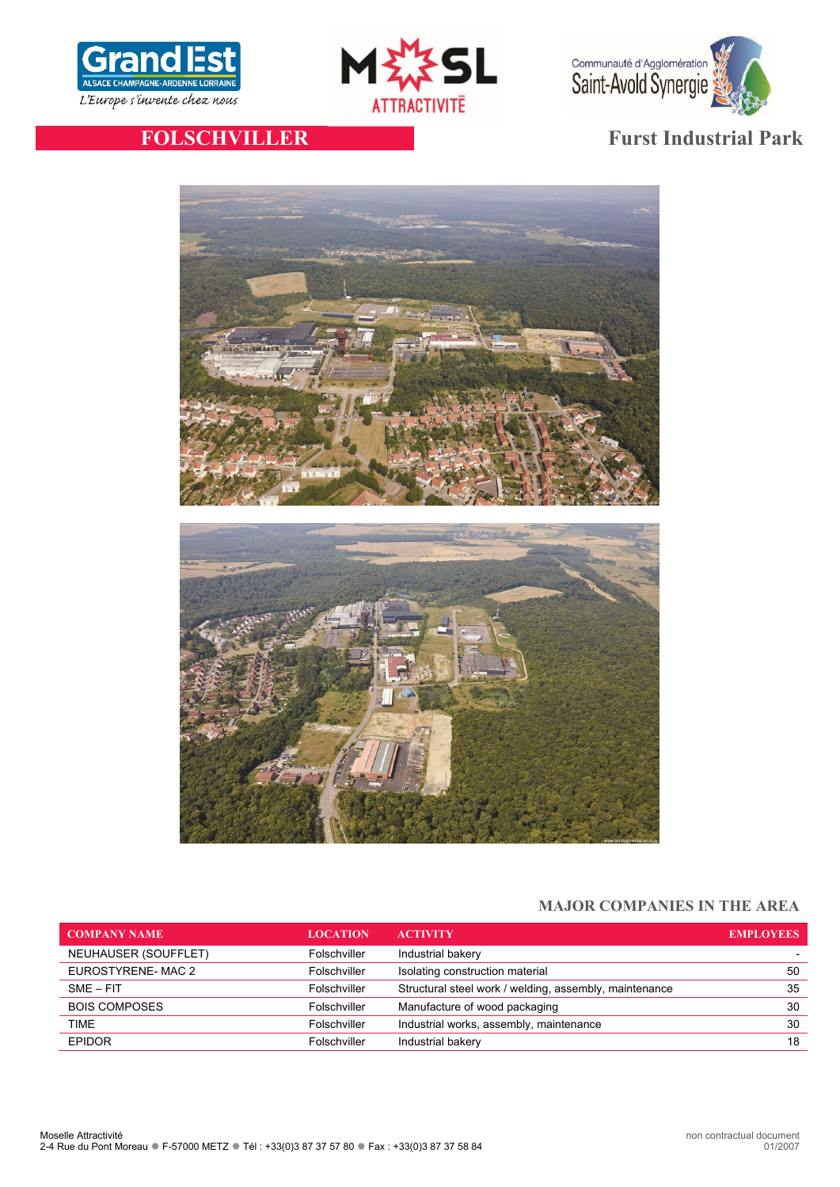# FOLSCHVILLER

## Furst Industrial Park

### MAJOR COMPANIES IN THE AREA

| COMPANY NAME | LOCATION | ACTIVITY | EMPLOYEES |
|---|---|---|---|
| NEUHAUSER (SOUFFLET) | Folschviller | Industrial bakery | - |
| EUROSTYRENE- MAC 2 | Folschviller | Isolating construction material | 50 |
| SME – FIT | Folschviller | Structural steel work / welding, assembly, maintenance | 35 |
| BOIS COMPOSES | Folschviller | Manufacture of wood packaging | 30 |
| TIME | Folschviller | Industrial works, assembly, maintenance | 30 |
| EPIDOR | Folschviller | Industrial bakery | 18 |

Moselle Attractivité
2-4 Rue du Pont Moreau ● F-57000 METZ ● Tél : +33(0)3 87 37 57 80 ● Fax : +33(0)3 87 37 58 84

non contractual document
01/2007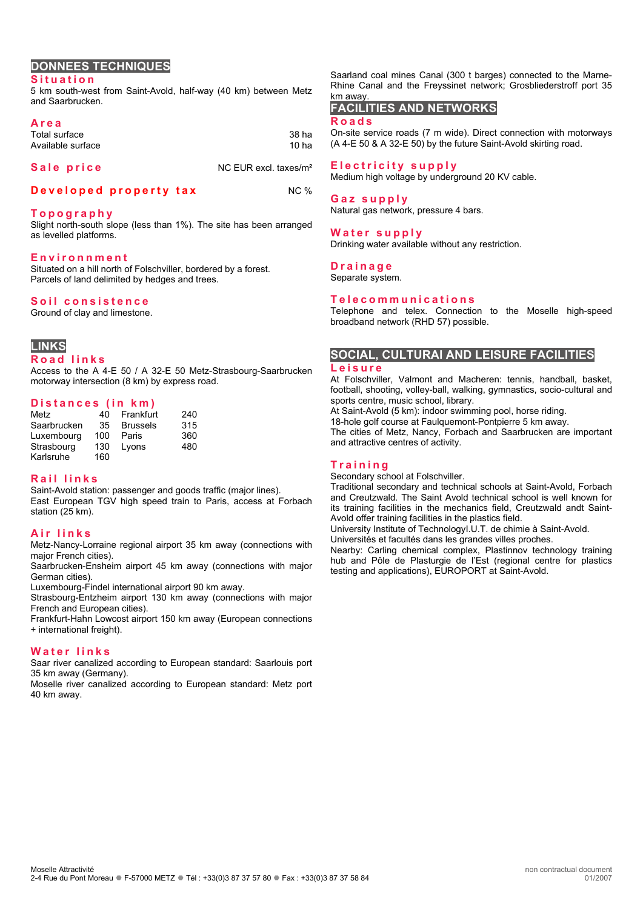# DONNEES TECHNIQUES

## Situation

5 km south-west from Saint-Avold, half-way (40 km) between Metz and Saarbrucken.

## Area

| | |
|---|---|
| Total surface | 38 ha |
| Available surface | 10 ha |

## Sale price

NC EUR excl. taxes/m²

## Developed property tax

NC %

## Topography

Slight north-south slope (less than 1%). The site has been arranged as levelled platforms.

## Environnment

Situated on a hill north of Folschviller, bordered by a forest.
Parcels of land delimited by hedges and trees.

## Soil consistence

Ground of clay and limestone.

# LINKS

## Road links

Access to the A 4-E 50 / A 32-E 50 Metz-Strasbourg-Saarbrucken motorway intersection (8 km) by express road.

## Distances (in km)

| | | | |
|---|---|---|---|
| Metz | 40 | Frankfurt | 240 |
| Saarbrucken | 35 | Brussels | 315 |
| Luxembourg | 100 | Paris | 360 |
| Strasbourg | 130 | Lyons | 480 |
| Karlsruhe | 160 | | |

## Rail links

Saint-Avold station: passenger and goods traffic (major lines).
East European TGV high speed train to Paris, access at Forbach station (25 km).

## Air links

Metz-Nancy-Lorraine regional airport 35 km away (connections with major French cities).
Saarbrucken-Ensheim airport 45 km away (connections with major German cities).
Luxembourg-Findel international airport 90 km away.
Strasbourg-Entzheim airport 130 km away (connections with major French and European cities).
Frankfurt-Hahn Lowcost airport 150 km away (European connections + international freight).

## Water links

Saar river canalized according to European standard: Saarlouis port 35 km away (Germany).
Moselle river canalized according to European standard: Metz port 40 km away.
Saarland coal mines Canal (300 t barges) connected to the Marne-Rhine Canal and the Freyssinet network; Grosbliederstroff port 35 km away.

# FACILITIES AND NETWORKS

## Roads

On-site service roads (7 m wide). Direct connection with motorways (A 4-E 50 & A 32-E 50) by the future Saint-Avold skirting road.

## Electricity supply

Medium high voltage by underground 20 KV cable.

## Gaz supply

Natural gas network, pressure 4 bars.

## Water supply

Drinking water available without any restriction.

## Drainage

Separate system.

## Telecommunications

Telephone and telex. Connection to the Moselle high-speed broadband network (RHD 57) possible.

# SOCIAL, CULTURAI AND LEISURE FACILITIES

## Leisure

At Folschviller, Valmont and Macheren: tennis, handball, basket, football, shooting, volley-ball, walking, gymnastics, socio-cultural and sports centre, music school, library.
At Saint-Avold (5 km): indoor swimming pool, horse riding.
18-hole golf course at Faulquemont-Pontpierre 5 km away.
The cities of Metz, Nancy, Forbach and Saarbrucken are important and attractive centres of activity.

## Training

Secondary school at Folschviller.
Traditional secondary and technical schools at Saint-Avold, Forbach and Creutzwald. The Saint Avold technical school is well known for its training facilities in the mechanics field, Creutzwald andt Saint-Avold offer training facilities in the plastics field.
University Institute of TechnologyI.U.T. de chimie à Saint-Avold.
Universités et facultés dans les grandes villes proches.
Nearby: Carling chemical complex, Plastinnov technology training hub and Pôle de Plasturgie de l'Est (regional centre for plastics testing and applications), EUROPORT at Saint-Avold.

Moselle Attractivité
2-4 Rue du Pont Moreau ● F-57000 METZ ● Tél : +33(0)3 87 37 57 80 ● Fax : +33(0)3 87 37 58 84

non contractual document
01/2007